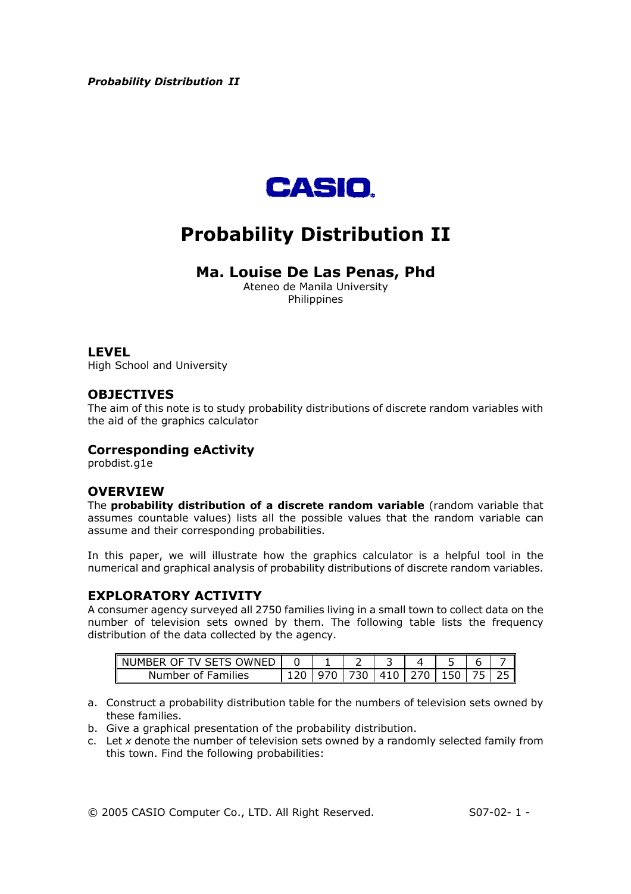# Probability Distribution II

## Ma. Louise De Las Penas, Phd

Ateneo de Manila University
Philippines

### LEVEL

High School and University

### OBJECTIVES

The aim of this note is to study probability distributions of discrete random variables with the aid of the graphics calculator

### Corresponding eActivity

probdist.g1e

### OVERVIEW

The **probability distribution of a discrete random variable** (random variable that assumes countable values) lists all the possible values that the random variable can assume and their corresponding probabilities.

In this paper, we will illustrate how the graphics calculator is a helpful tool in the numerical and graphical analysis of probability distributions of discrete random variables.

### EXPLORATORY ACTIVITY

A consumer agency surveyed all 2750 families living in a small town to collect data on the number of television sets owned by them. The following table lists the frequency distribution of the data collected by the agency.

| NUMBER OF TV SETS OWNED | 0 | 1 | 2 | 3 | 4 | 5 | 6 | 7 |
|---|---|---|---|---|---|---|---|---|
| Number of Families | 120 | 970 | 730 | 410 | 270 | 150 | 75 | 25 |

a. Construct a probability distribution table for the numbers of television sets owned by these families.
b. Give a graphical presentation of the probability distribution.
c. Let $x$ denote the number of television sets owned by a randomly selected family from this town. Find the following probabilities: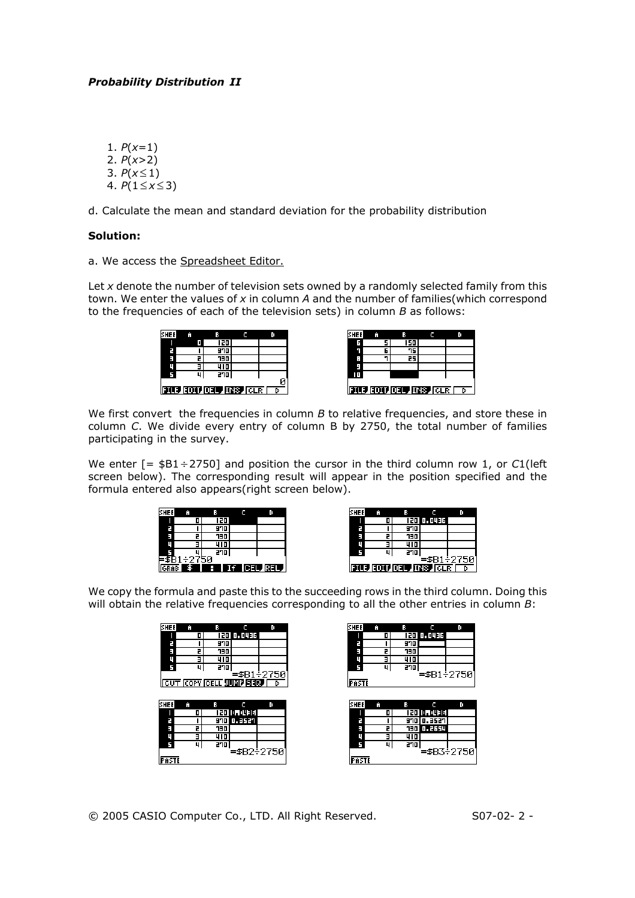1. $P(x=1)$
2. $P(x>2)$
3. $P(x \leq 1)$
4. $P(1 \leq x \leq 3)$

d. Calculate the mean and standard deviation for the probability distribution

**Solution:**

a. We access the Spreadsheet Editor.

Let $x$ denote the number of television sets owned by a randomly selected family from this town. We enter the values of $x$ in column $A$ and the number of families(which correspond to the frequencies of each of the television sets) in column $B$ as follows:

We first convert the frequencies in column $B$ to relative frequencies, and store these in column $C$. We divide every entry of column B by 2750, the total number of families participating in the survey.

We enter [= $B1÷2750] and position the cursor in the third column row 1, or $C1$(left screen below). The corresponding result will appear in the position specified and the formula entered also appears(right screen below).

We copy the formula and paste this to the succeeding rows in the third column. Doing this will obtain the relative frequencies corresponding to all the other entries in column $B$: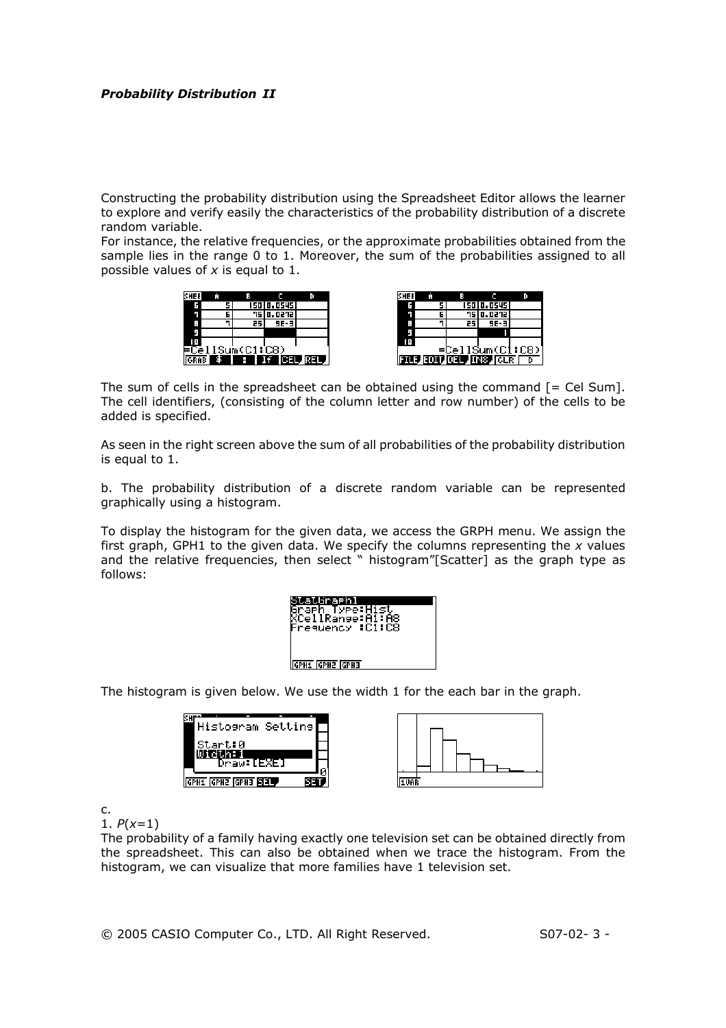Constructing the probability distribution using the Spreadsheet Editor allows the learner to explore and verify easily the characteristics of the probability distribution of a discrete random variable.
For instance, the relative frequencies, or the approximate probabilities obtained from the sample lies in the range 0 to 1. Moreover, the sum of the probabilities assigned to all possible values of $x$ is equal to 1.

The sum of cells in the spreadsheet can be obtained using the command [= Cel Sum]. The cell identifiers, (consisting of the column letter and row number) of the cells to be added is specified.

As seen in the right screen above the sum of all probabilities of the probability distribution is equal to 1.

b. The probability distribution of a discrete random variable can be represented graphically using a histogram.

To display the histogram for the given data, we access the GRPH menu. We assign the first graph, GPH1 to the given data. We specify the columns representing the $x$ values and the relative frequencies, then select " histogram"[Scatter] as the graph type as follows:

The histogram is given below. We use the width 1 for the each bar in the graph.

c.
1. $P(x=1)$
The probability of a family having exactly one television set can be obtained directly from the spreadsheet. This can also be obtained when we trace the histogram. From the histogram, we can visualize that more families have 1 television set.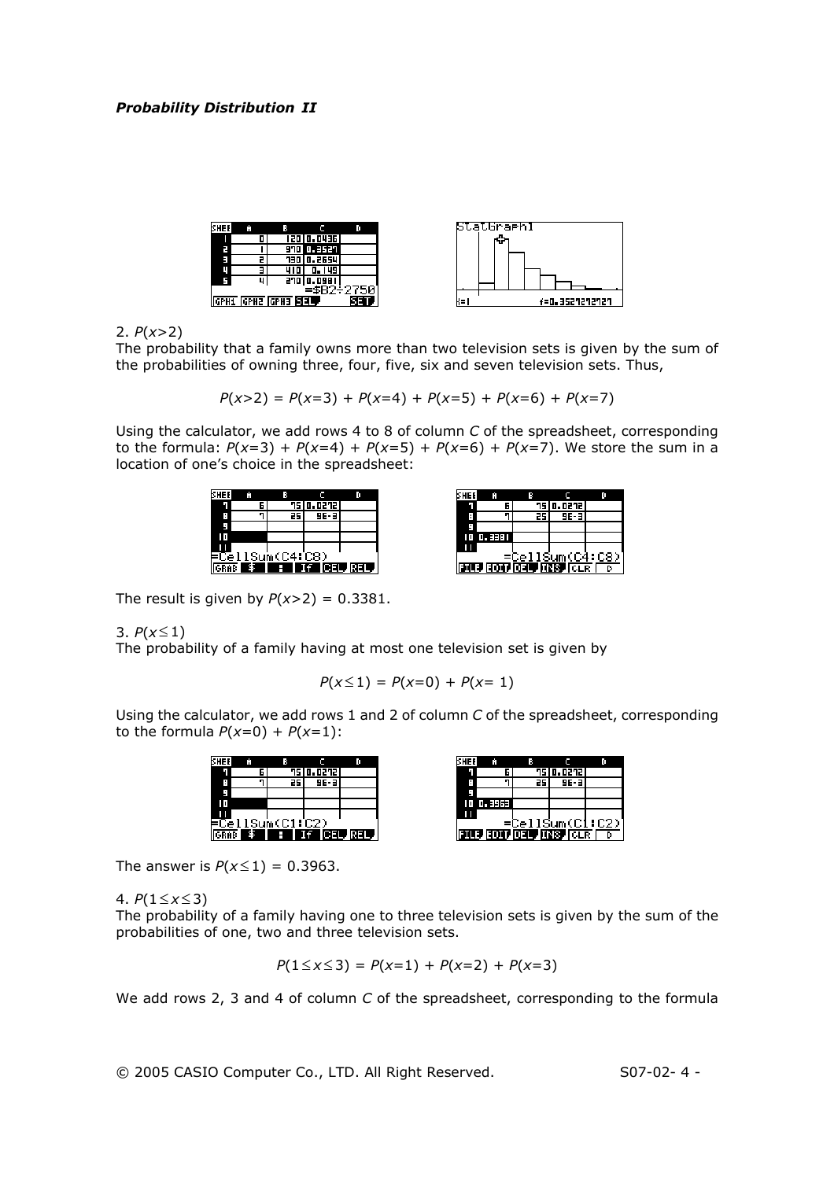2. $P(x>2)$
The probability that a family owns more than two television sets is given by the sum of the probabilities of owning three, four, five, six and seven television sets. Thus,

$$P(x>2) = P(x=3) + P(x=4) + P(x=5) + P(x=6) + P(x=7)$$

Using the calculator, we add rows 4 to 8 of column *C* of the spreadsheet, corresponding to the formula: $P(x=3) + P(x=4) + P(x=5) + P(x=6) + P(x=7)$. We store the sum in a location of one's choice in the spreadsheet:

The result is given by $P(x>2) = 0.3381$.

3. $P(x \leq 1)$
The probability of a family having at most one television set is given by

$$P(x \leq 1) = P(x=0) + P(x=1)$$

Using the calculator, we add rows 1 and 2 of column *C* of the spreadsheet, corresponding to the formula $P(x=0) + P(x=1)$:

The answer is $P(x \leq 1) = 0.3963$.

4. $P(1 \leq x \leq 3)$
The probability of a family having one to three television sets is given by the sum of the probabilities of one, two and three television sets.

$$P(1 \leq x \leq 3) = P(x=1) + P(x=2) + P(x=3)$$

We add rows 2, 3 and 4 of column *C* of the spreadsheet, corresponding to the formula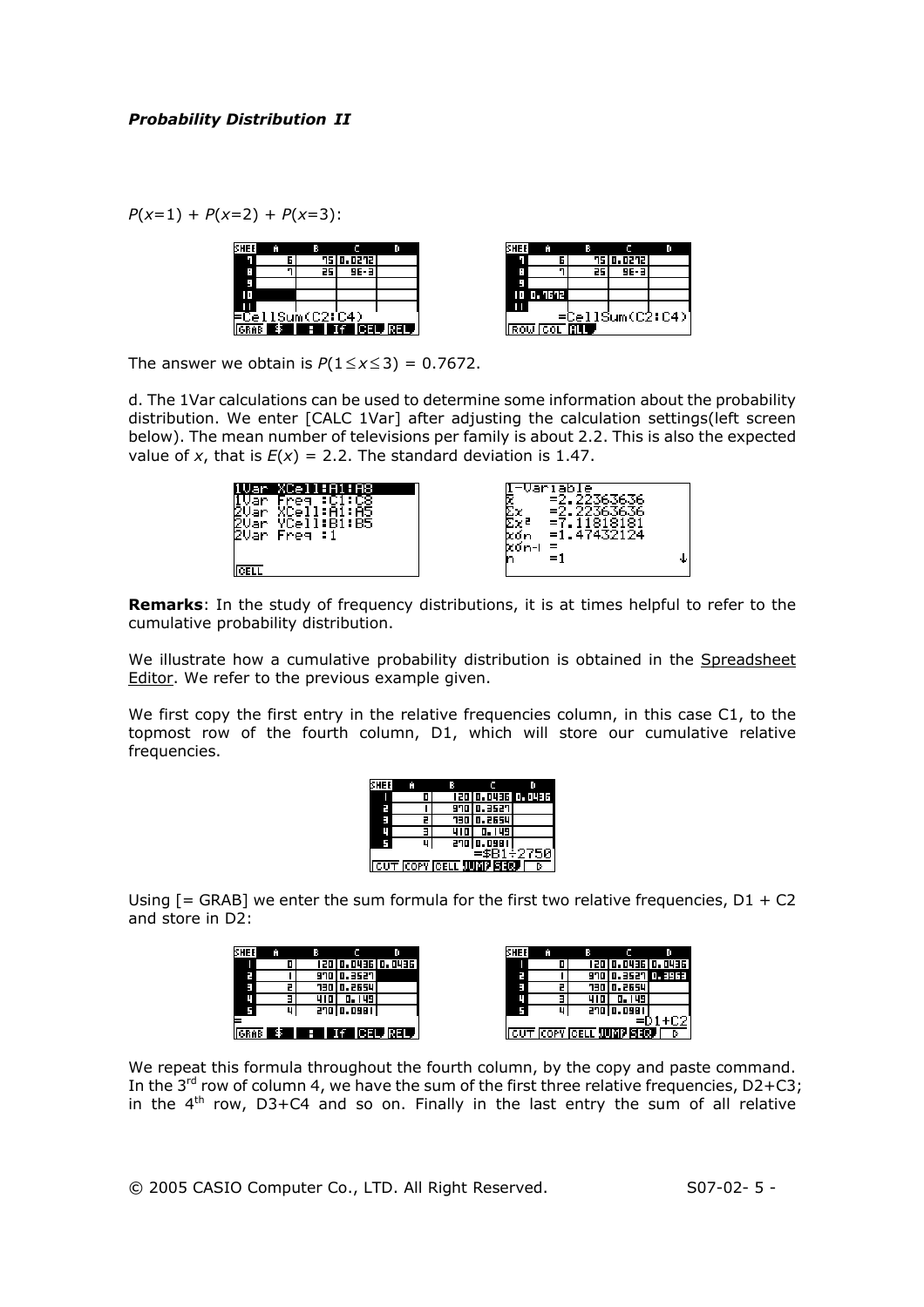$P(x=1) + P(x=2) + P(x=3)$:

The answer we obtain is $P(1 \le x \le 3) = 0.7672$.

d. The 1Var calculations can be used to determine some information about the probability distribution. We enter [CALC 1Var] after adjusting the calculation settings(left screen below). The mean number of televisions per family is about 2.2. This is also the expected value of $x$, that is $E(x) = 2.2$. The standard deviation is 1.47.

**Remarks**: In the study of frequency distributions, it is at times helpful to refer to the cumulative probability distribution.

We illustrate how a cumulative probability distribution is obtained in the Spreadsheet Editor. We refer to the previous example given.

We first copy the first entry in the relative frequencies column, in this case C1, to the topmost row of the fourth column, D1, which will store our cumulative relative frequencies.

Using [= GRAB] we enter the sum formula for the first two relative frequencies, D1 + C2 and store in D2:

We repeat this formula throughout the fourth column, by the copy and paste command. In the 3rd row of column 4, we have the sum of the first three relative frequencies, D2+C3; in the 4th row, D3+C4 and so on. Finally in the last entry the sum of all relative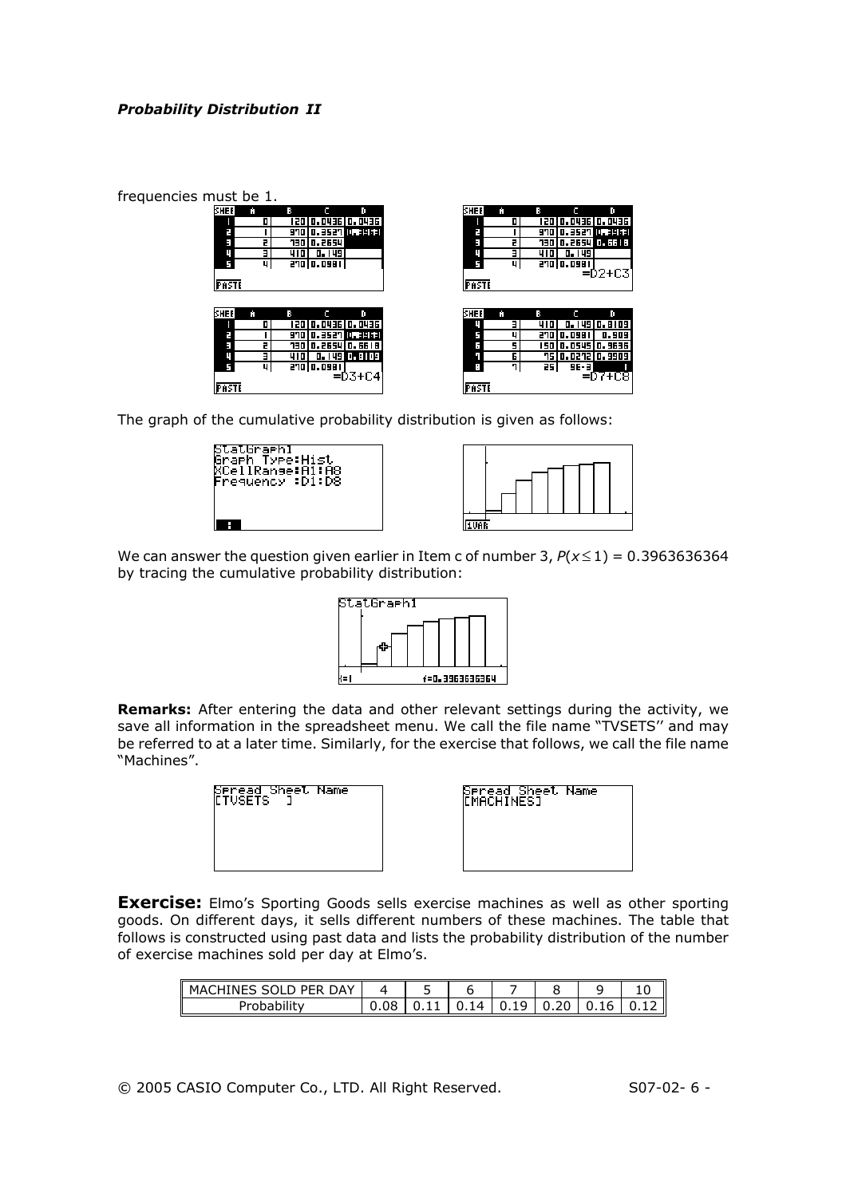frequencies must be 1.

The graph of the cumulative probability distribution is given as follows:

We can answer the question given earlier in Item c of number 3, $P(x \leq 1) = 0.3963636364$ by tracing the cumulative probability distribution:

**Remarks:** After entering the data and other relevant settings during the activity, we save all information in the spreadsheet menu. We call the file name "TVSETS" and may be referred to at a later time. Similarly, for the exercise that follows, we call the file name "Machines".

**Exercise:** Elmo's Sporting Goods sells exercise machines as well as other sporting goods. On different days, it sells different numbers of these machines. The table that follows is constructed using past data and lists the probability distribution of the number of exercise machines sold per day at Elmo's.

| MACHINES SOLD PER DAY | 4 | 5 | 6 | 7 | 8 | 9 | 10 |
|---|---|---|---|---|---|---|---|
| Probability | 0.08 | 0.11 | 0.14 | 0.19 | 0.20 | 0.16 | 0.12 |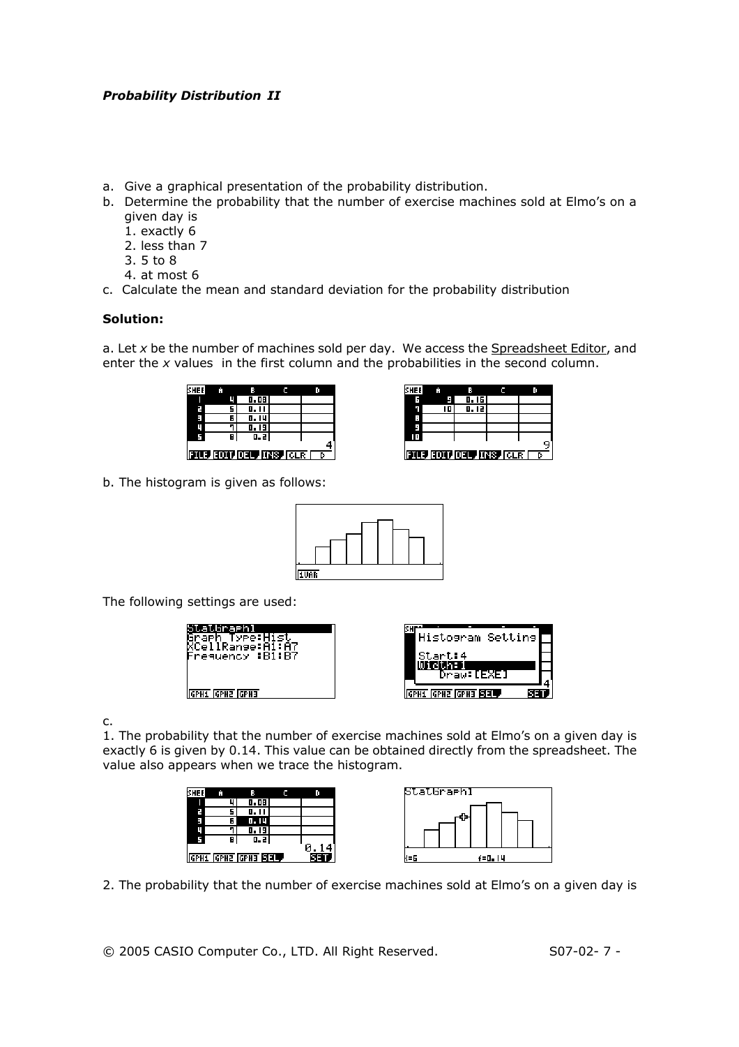a. Give a graphical presentation of the probability distribution.
b. Determine the probability that the number of exercise machines sold at Elmo's on a given day is
   1. exactly 6
   2. less than 7
   3. 5 to 8
   4. at most 6
c. Calculate the mean and standard deviation for the probability distribution

**Solution:**

a. Let $x$ be the number of machines sold per day. We access the Spreadsheet Editor, and enter the $x$ values in the first column and the probabilities in the second column.

b. The histogram is given as follows:

The following settings are used:

c.
1. The probability that the number of exercise machines sold at Elmo's on a given day is exactly 6 is given by 0.14. This value can be obtained directly from the spreadsheet. The value also appears when we trace the histogram.

2. The probability that the number of exercise machines sold at Elmo's on a given day is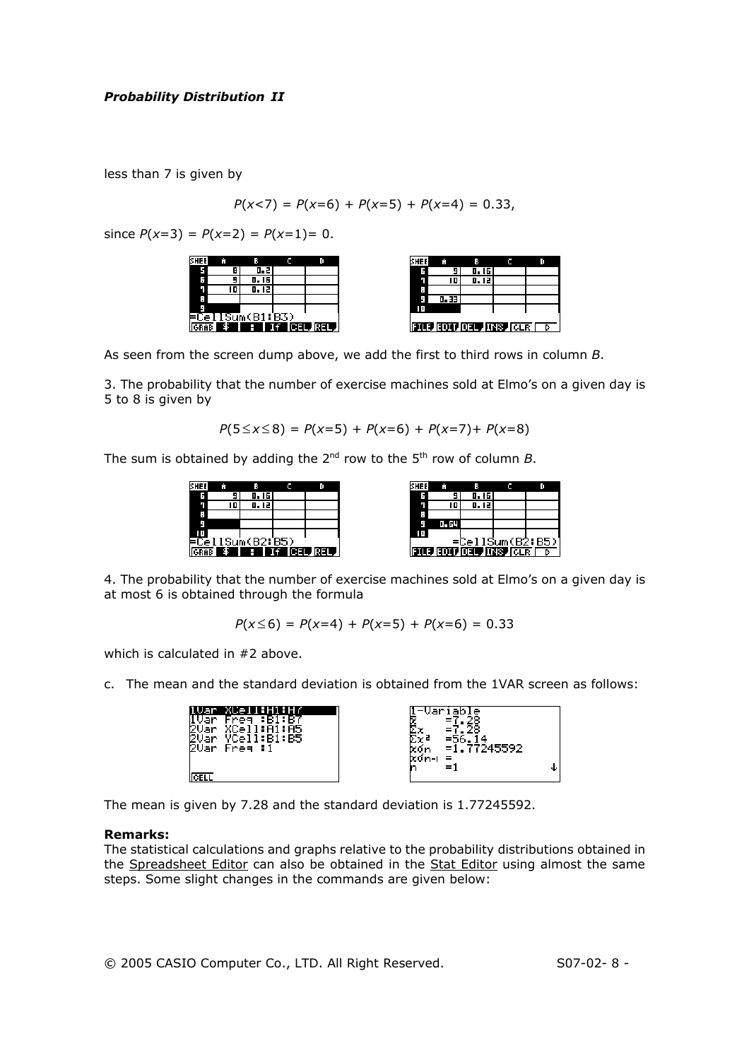less than 7 is given by

$$P(x<7) = P(x=6) + P(x=5) + P(x=4) = 0.33,$$

since $P(x=3) = P(x=2) = P(x=1) = 0$.

As seen from the screen dump above, we add the first to third rows in column *B*.

3. The probability that the number of exercise machines sold at Elmo's on a given day is 5 to 8 is given by

$$P(5 \le x \le 8) = P(x=5) + P(x=6) + P(x=7) + P(x=8)$$

The sum is obtained by adding the 2nd row to the 5th row of column *B*.

4. The probability that the number of exercise machines sold at Elmo's on a given day is at most 6 is obtained through the formula

$$P(x \le 6) = P(x=4) + P(x=5) + P(x=6) = 0.33$$

which is calculated in #2 above.

c. The mean and the standard deviation is obtained from the 1VAR screen as follows:

The mean is given by 7.28 and the standard deviation is 1.77245592.

**Remarks:**
The statistical calculations and graphs relative to the probability distributions obtained in the Spreadsheet Editor can also be obtained in the Stat Editor using almost the same steps. Some slight changes in the commands are given below: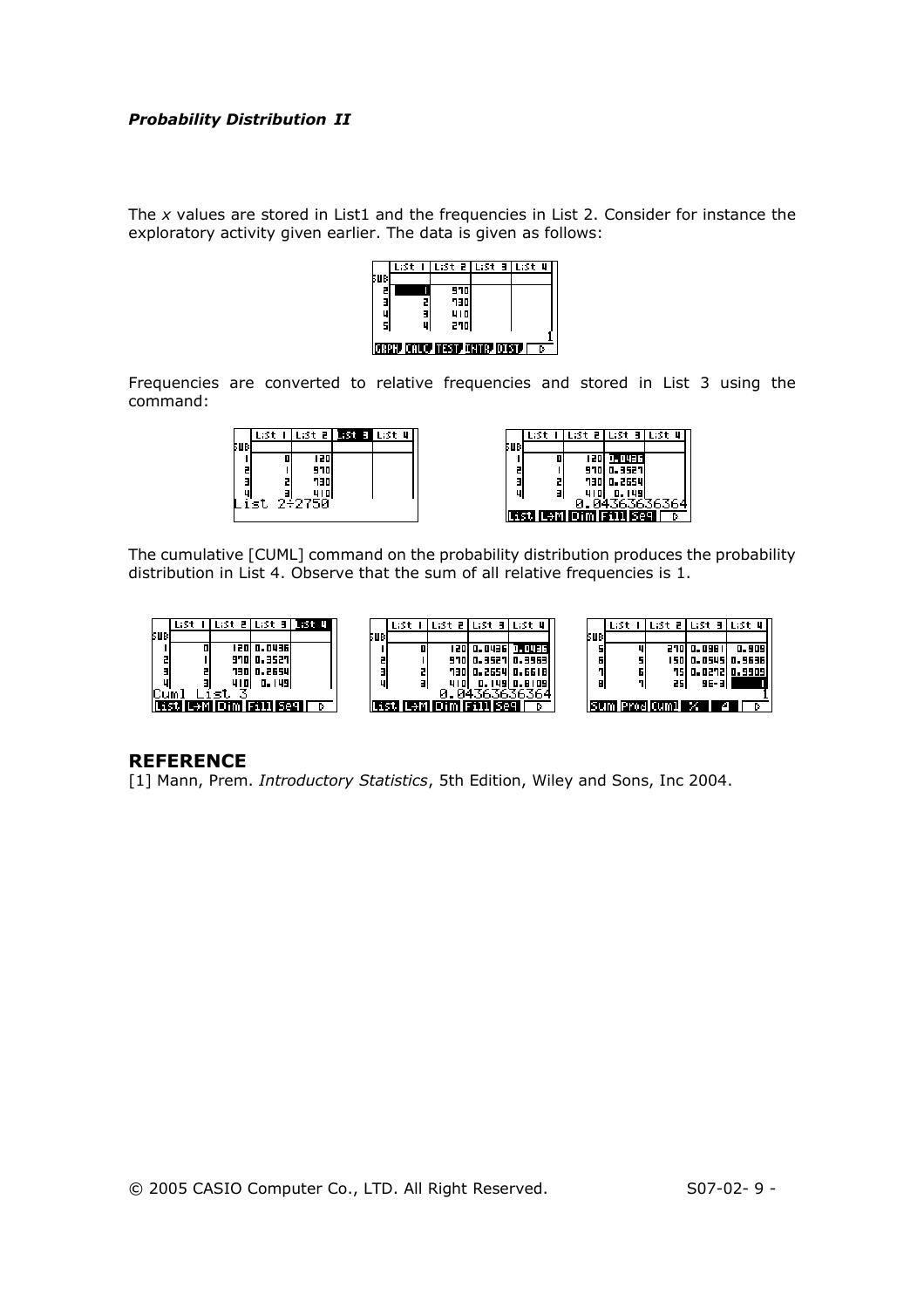The $x$ values are stored in List1 and the frequencies in List 2. Consider for instance the exploratory activity given earlier. The data is given as follows:

Frequencies are converted to relative frequencies and stored in List 3 using the command:

The cumulative [CUML] command on the probability distribution produces the probability distribution in List 4. Observe that the sum of all relative frequencies is 1.

## REFERENCE

[1] Mann, Prem. *Introductory Statistics*, 5th Edition, Wiley and Sons, Inc 2004.